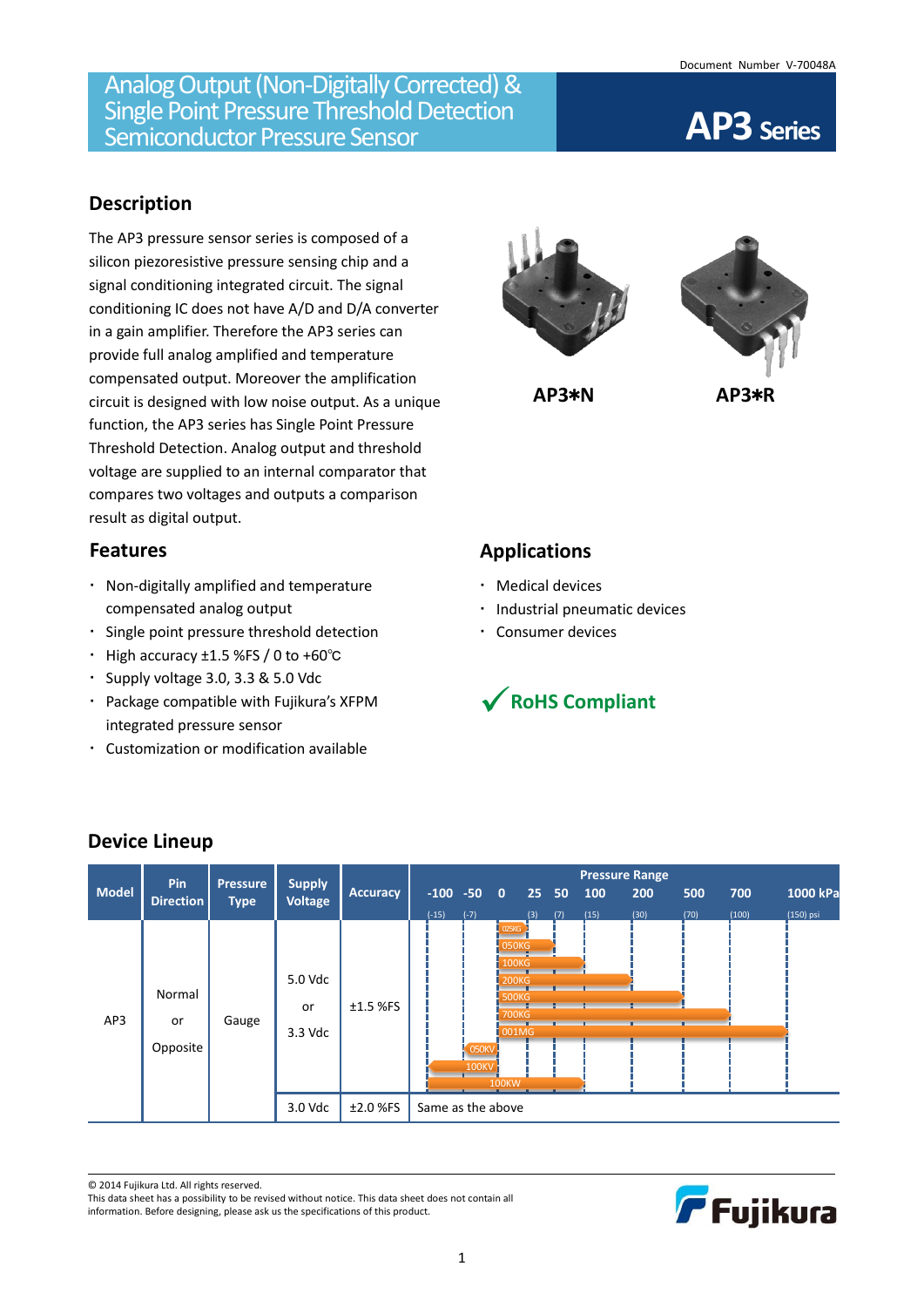Document Number V-70048A

# Analog Output (Non-Digitally Corrected) & Single Point Pressure Threshold Detection Semiconductor Pressure Sensor

# AP3 Series

## Description

The AP3 pressure sensor series is composed of a silicon piezoresistive pressure sensing chip and a signal conditioning integrated circuit. The signal conditioning IC does not have A/D and D/A converter in a gain amplifier. Therefore the AP3 series can provide full analog amplified and temperature compensated output. Moreover the amplification circuit is designed with low noise output. As a unique function, the AP3 series has Single Point Pressure Threshold Detection. Analog output and threshold voltage are supplied to an internal comparator that compares two voltages and outputs a comparison result as digital output.

**AP3∗N** **AP3∗R**

## Features

- Non-digitally amplified and temperature compensated analog output
- Single point pressure threshold detection
- High accuracy ±1.5 %FS / 0 to +60℃
- Supply voltage 3.0, 3.3 & 5.0 Vdc
- Package compatible with Fujikura's XFPM integrated pressure sensor
- Customization or modification available

## Applications

- Medical devices
- Industrial pneumatic devices
- Consumer devices

✔ RoHS Compliant

## Device Lineup

| Model | Pin Direction | Pressure Type | Supply Voltage | Accuracy | Pressure Range (kPa) |
|---|---|---|---|---|---|
| AP3 | Normal or Opposite | Gauge | 5.0 Vdc or 3.3 Vdc | ±1.5 %FS | 025KG: 0 to 25 kPa (3 psi)<br>050KG: 0 to 50 kPa (7 psi)<br>100KG: 0 to 100 kPa (15 psi)<br>200KG: 0 to 200 kPa (30 psi)<br>500KG: 0 to 500 kPa (70 psi)<br>700KG: 0 to 700 kPa (100 psi)<br>001MG: 0 to 1000 kPa (150 psi)<br>050KV: -50 to 0 kPa (-7 psi)<br>100KV: -100 to 0 kPa (-15 psi)<br>100KW: -100 to 100 kPa (-15 to 15 psi) |
| | | | 3.0 Vdc | ±2.0 %FS | Same as the above |

© 2014 Fujikura Ltd. All rights reserved.
This data sheet has a possibility to be revised without notice. This data sheet does not contain all information. Before designing, please ask us the specifications of this product.

Fujikura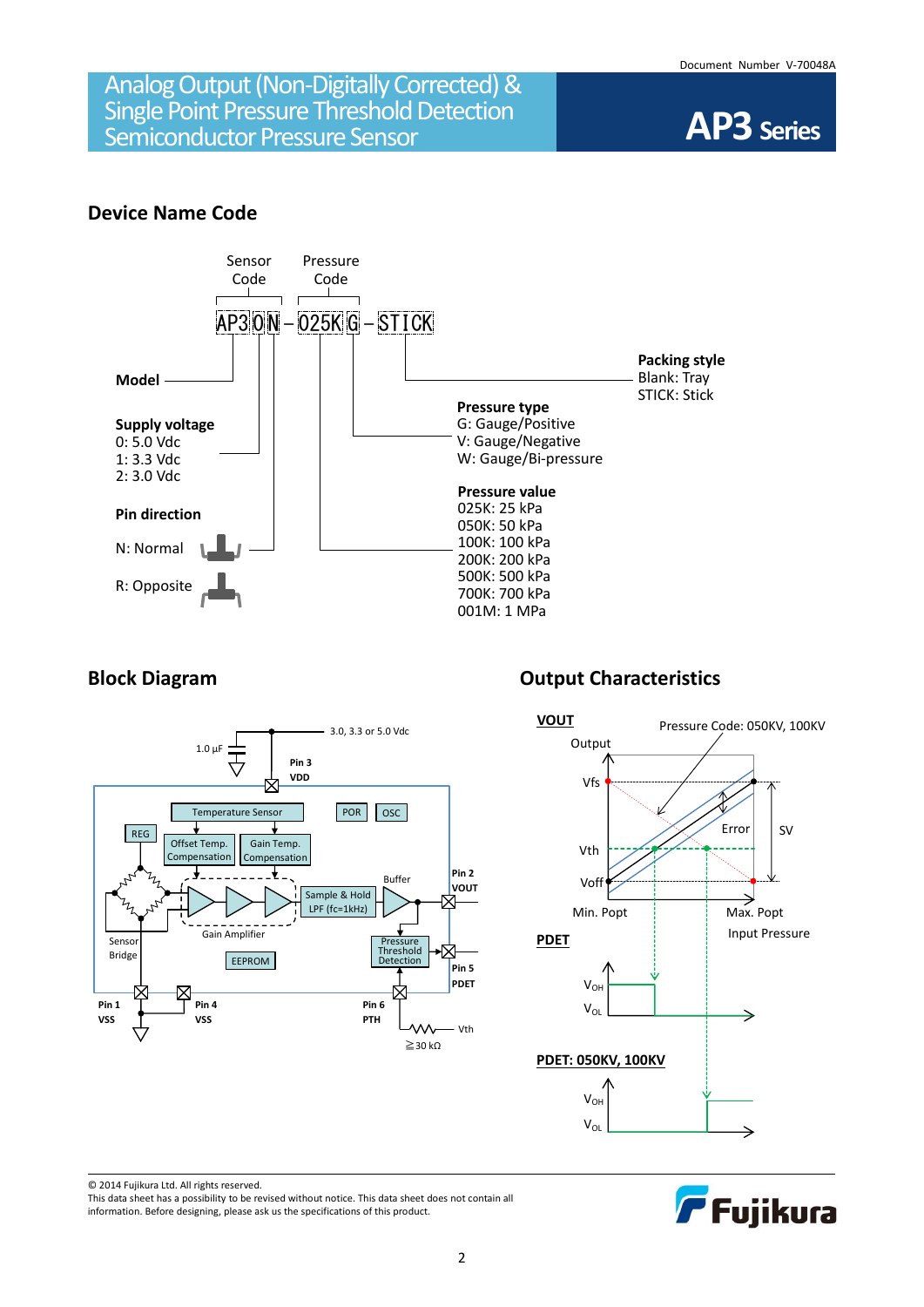## Device Name Code

AP3 0 N – 025K G – STICK

- Sensor Code
- Pressure Code

**Model**: AP3

**Supply voltage**
0: 5.0 Vdc
1: 3.3 Vdc
2: 3.0 Vdc

**Pin direction**
N: Normal
R: Opposite

**Pressure value**
025K: 25 kPa
050K: 50 kPa
100K: 100 kPa
200K: 200 kPa
500K: 500 kPa
700K: 700 kPa
001M: 1 MPa

**Pressure type**
G: Gauge/Positive
V: Gauge/Negative
W: Gauge/Bi-pressure

**Packing style**
Blank: Tray
STICK: Stick

## Block Diagram

1.0 µF
3.0, 3.3 or 5.0 Vdc
Pin 3 VDD
Temperature Sensor
POR
OSC
REG
Offset Temp. Compensation
Gain Temp. Compensation
Sample & Hold LPF (fc=1kHz)
Buffer
Pin 2 VOUT
Sensor Bridge
Gain Amplifier
EEPROM
Pressure Threshold Detection
Pin 5 PDET
Pin 1 VSS
Pin 4 VSS
Pin 6 PTH
Vth
≧30 kΩ

## Output Characteristics

**VOUT**

Output
Pressure Code: 050KV, 100KV
Vfs
Error
SV
Vth
Voff
Min. Popt
Max. Popt
Input Pressure

**PDET**

$V_{OH}$
$V_{OL}$

**PDET: 050KV, 100KV**

$V_{OH}$
$V_{OL}$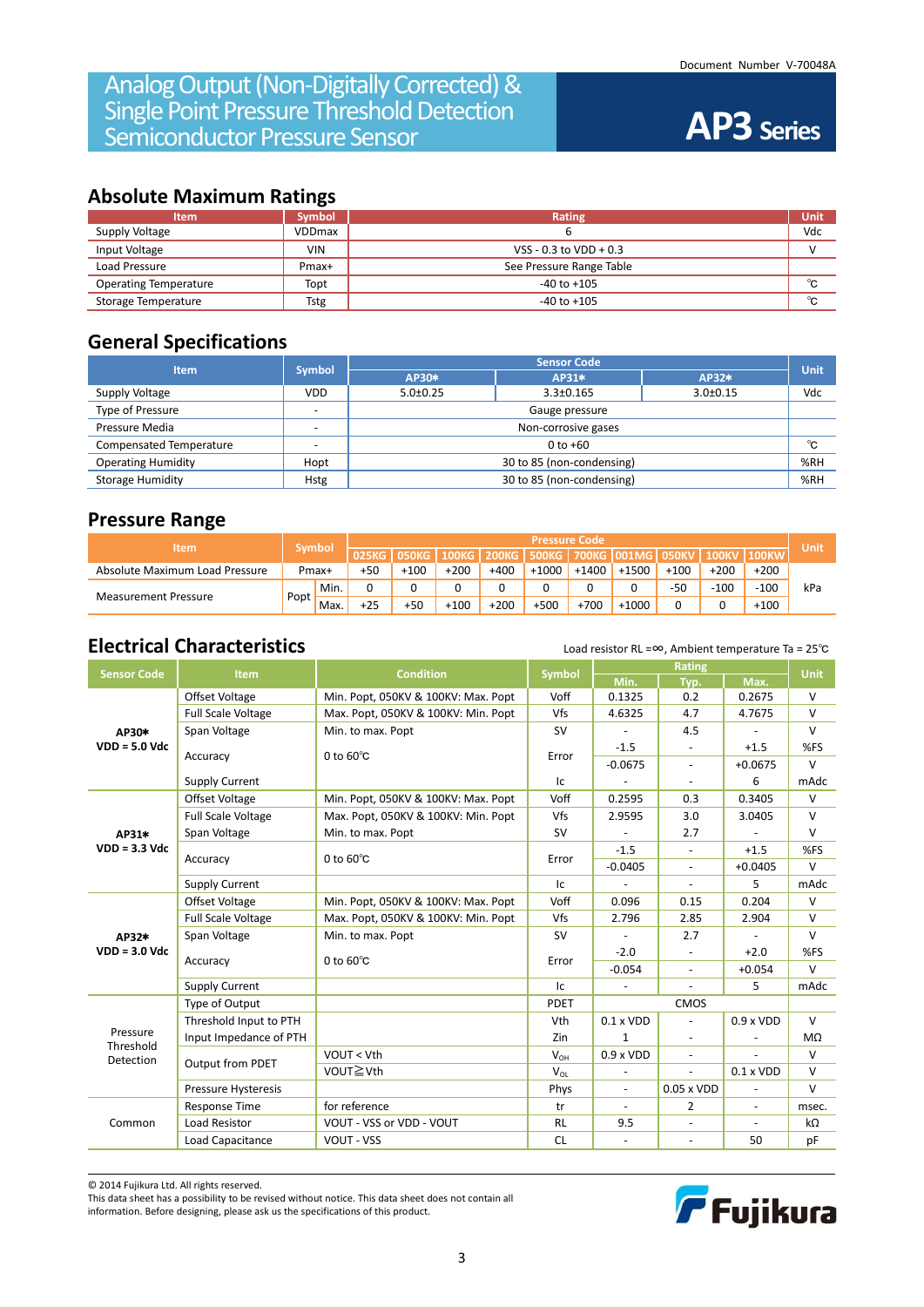Document Number V-70048A

# Analog Output (Non-Digitally Corrected) & Single Point Pressure Threshold Detection Semiconductor Pressure Sensor

# AP3 Series

## Absolute Maximum Ratings

| Item | Symbol | Rating | Unit |
|---|---|---|---|
| Supply Voltage | VDDmax | 6 | Vdc |
| Input Voltage | VIN | VSS - 0.3 to VDD + 0.3 | V |
| Load Pressure | Pmax+ | See Pressure Range Table | |
| Operating Temperature | Topt | -40 to +105 | ℃ |
| Storage Temperature | Tstg | -40 to +105 | ℃ |

## General Specifications

| Item | Symbol | Sensor Code | | | Unit |
|---|---|---|---|---|---|
| | | AP30* | AP31* | AP32* | |
| Supply Voltage | VDD | 5.0±0.25 | 3.3±0.165 | 3.0±0.15 | Vdc |
| Type of Pressure | - | Gauge pressure | | | |
| Pressure Media | - | Non-corrosive gases | | | |
| Compensated Temperature | - | 0 to +60 | | | ℃ |
| Operating Humidity | Hopt | 30 to 85 (non-condensing) | | | %RH |
| Storage Humidity | Hstg | 30 to 85 (non-condensing) | | | %RH |

## Pressure Range

| Item | Symbol | | Pressure Code | | | | | | | | | | Unit |
|---|---|---|---|---|---|---|---|---|---|---|---|---|---|
| | | | 025KG | 050KG | 100KG | 200KG | 500KG | 700KG | 001MG | 050KV | 100KV | 100KW | |
| Absolute Maximum Load Pressure | Pmax+ | | +50 | +100 | +200 | +400 | +1000 | +1400 | +1500 | +100 | +200 | +200 | kPa |
| Measurement Pressure | Popt | Min. | 0 | 0 | 0 | 0 | 0 | 0 | 0 | -50 | -100 | -100 | kPa |
| | | Max. | +25 | +50 | +100 | +200 | +500 | +700 | +1000 | 0 | 0 | +100 | kPa |

## Electrical Characteristics

Load resistor RL =∞, Ambient temperature Ta = 25℃

| Sensor Code | Item | Condition | Symbol | Rating Min. | Rating Typ. | Rating Max. | Unit |
|---|---|---|---|---|---|---|---|
| **AP30* VDD = 5.0 Vdc** | Offset Voltage | Min. Popt, 050KV & 100KV: Max. Popt | Voff | 0.1325 | 0.2 | 0.2675 | V |
| | Full Scale Voltage | Max. Popt, 050KV & 100KV: Min. Popt | Vfs | 4.6325 | 4.7 | 4.7675 | V |
| | Span Voltage | Min. to max. Popt | SV | - | 4.5 | - | V |
| | Accuracy | 0 to 60℃ | Error | -1.5 | - | +1.5 | %FS |
| | | | | -0.0675 | - | +0.0675 | V |
| | Supply Current | | Ic | - | - | 6 | mAdc |
| **AP31* VDD = 3.3 Vdc** | Offset Voltage | Min. Popt, 050KV & 100KV: Max. Popt | Voff | 0.2595 | 0.3 | 0.3405 | V |
| | Full Scale Voltage | Max. Popt, 050KV & 100KV: Min. Popt | Vfs | 2.9595 | 3.0 | 3.0405 | V |
| | Span Voltage | Min. to max. Popt | SV | - | 2.7 | - | V |
| | Accuracy | 0 to 60℃ | Error | -1.5 | - | +1.5 | %FS |
| | | | | -0.0405 | - | +0.0405 | V |
| | Supply Current | | Ic | - | - | 5 | mAdc |
| **AP32* VDD = 3.0 Vdc** | Offset Voltage | Min. Popt, 050KV & 100KV: Max. Popt | Voff | 0.096 | 0.15 | 0.204 | V |
| | Full Scale Voltage | Max. Popt, 050KV & 100KV: Min. Popt | Vfs | 2.796 | 2.85 | 2.904 | V |
| | Span Voltage | Min. to max. Popt | SV | - | 2.7 | - | V |
| | Accuracy | 0 to 60℃ | Error | -2.0 | - | +2.0 | %FS |
| | | | | -0.054 | - | +0.054 | V |
| | Supply Current | | Ic | - | - | 5 | mAdc |
| Pressure Threshold Detection | Type of Output | | PDET | | CMOS | | |
| | Threshold Input to PTH | | Vth | 0.1 x VDD | - | 0.9 x VDD | V |
| | Input Impedance of PTH | | Zin | 1 | - | - | MΩ |
| | Output from PDET | VOUT < Vth | $V_{OH}$ | 0.9 x VDD | - | - | V |
| | | VOUT≧Vth | $V_{OL}$ | - | - | 0.1 x VDD | V |
| | Pressure Hysteresis | | Phys | - | 0.05 x VDD | - | V |
| Common | Response Time | for reference | tr | - | 2 | - | msec. |
| | Load Resistor | VOUT - VSS or VDD - VOUT | RL | 9.5 | - | - | kΩ |
| | Load Capacitance | VOUT - VSS | CL | - | - | 50 | pF |

© 2014 Fujikura Ltd. All rights reserved.
This data sheet has a possibility to be revised without notice. This data sheet does not contain all information. Before designing, please ask us the specifications of this product.

Fujikura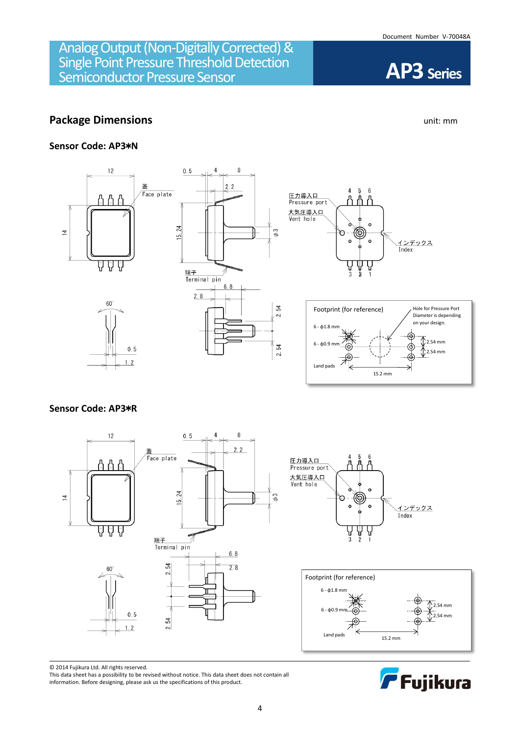## Package Dimensions

unit: mm

### Sensor Code: AP3*N

12
14
蓋
Face plate
0.5
4
8
2.2
15.24
φ3
端子
Terminal pin
圧力導入口
Pressure port
大気圧導入口
Vent hole
4 5 6
3 2 1
インデックス
Index
60°
0.5
1.2
2.8
6.8
2.54
2.54

Footprint (for reference)
Hole for Pressure Port Diameter is depending on your design.
6 - φ1.8 mm
6 - φ0.9 mm
Land pads
2.54 mm
2.54 mm
15.2 mm

### Sensor Code: AP3*R

12
14
蓋
Face plate
0.5
4
8
2.2
15.24
φ3
端子
Terminal pin
圧力導入口
Pressure port
大気圧導入口
Vent hole
4 5 6
3 2 1
インデックス
Index
60°
0.5
1.2
6.8
2.8
2.54
2.54

Footprint (for reference)
6 - φ1.8 mm
6 - φ0.9 mm
Land pads
2.54 mm
2.54 mm
15.2 mm

© 2014 Fujikura Ltd. All rights reserved.
This data sheet has a possibility to be revised without notice. This data sheet does not contain all information. Before designing, please ask us the specifications of this product.